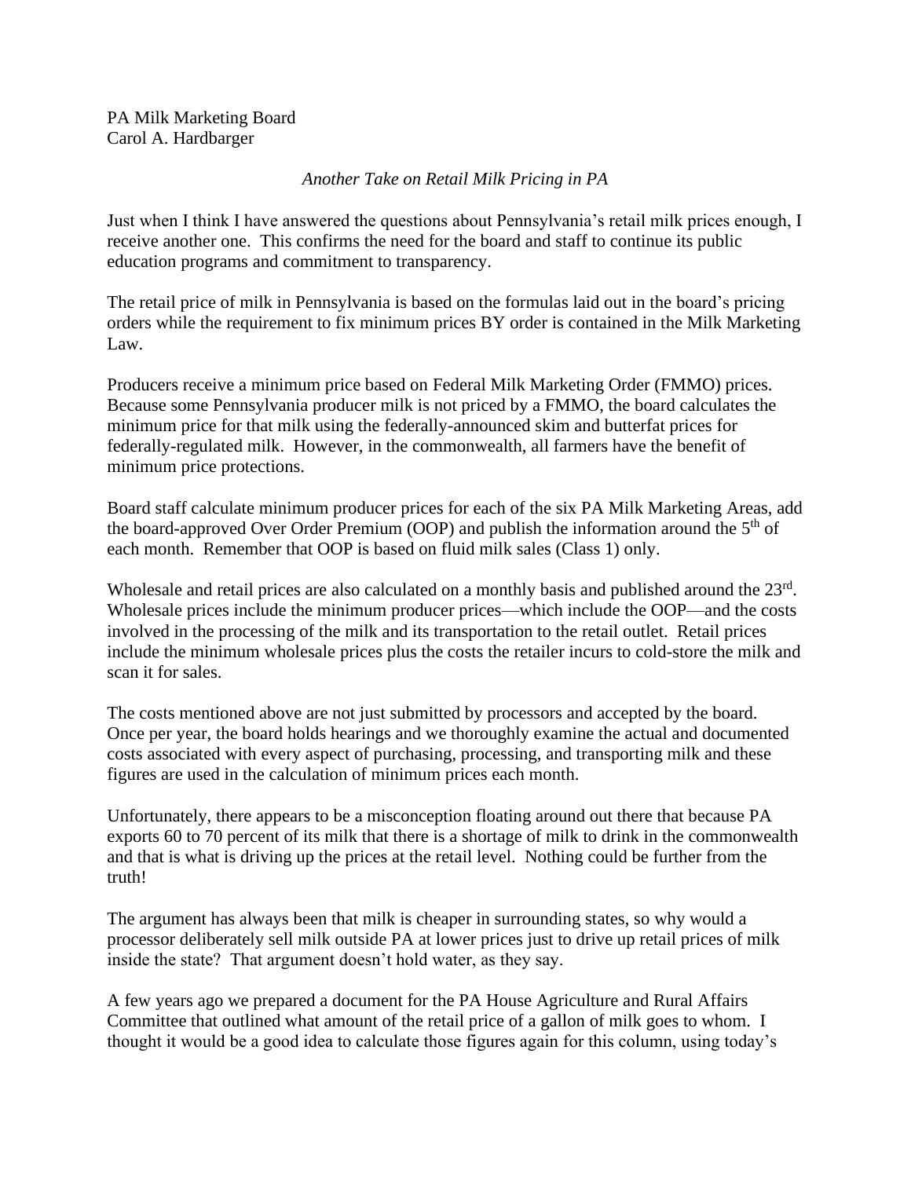PA Milk Marketing Board
Carol A. Hardbarger

*Another Take on Retail Milk Pricing in PA*

Just when I think I have answered the questions about Pennsylvania's retail milk prices enough, I receive another one. This confirms the need for the board and staff to continue its public education programs and commitment to transparency.

The retail price of milk in Pennsylvania is based on the formulas laid out in the board's pricing orders while the requirement to fix minimum prices BY order is contained in the Milk Marketing Law.

Producers receive a minimum price based on Federal Milk Marketing Order (FMMO) prices. Because some Pennsylvania producer milk is not priced by a FMMO, the board calculates the minimum price for that milk using the federally-announced skim and butterfat prices for federally-regulated milk. However, in the commonwealth, all farmers have the benefit of minimum price protections.

Board staff calculate minimum producer prices for each of the six PA Milk Marketing Areas, add the board-approved Over Order Premium (OOP) and publish the information around the 5th of each month. Remember that OOP is based on fluid milk sales (Class 1) only.

Wholesale and retail prices are also calculated on a monthly basis and published around the 23rd. Wholesale prices include the minimum producer prices—which include the OOP—and the costs involved in the processing of the milk and its transportation to the retail outlet. Retail prices include the minimum wholesale prices plus the costs the retailer incurs to cold-store the milk and scan it for sales.

The costs mentioned above are not just submitted by processors and accepted by the board. Once per year, the board holds hearings and we thoroughly examine the actual and documented costs associated with every aspect of purchasing, processing, and transporting milk and these figures are used in the calculation of minimum prices each month.

Unfortunately, there appears to be a misconception floating around out there that because PA exports 60 to 70 percent of its milk that there is a shortage of milk to drink in the commonwealth and that is what is driving up the prices at the retail level. Nothing could be further from the truth!

The argument has always been that milk is cheaper in surrounding states, so why would a processor deliberately sell milk outside PA at lower prices just to drive up retail prices of milk inside the state? That argument doesn't hold water, as they say.

A few years ago we prepared a document for the PA House Agriculture and Rural Affairs Committee that outlined what amount of the retail price of a gallon of milk goes to whom. I thought it would be a good idea to calculate those figures again for this column, using today's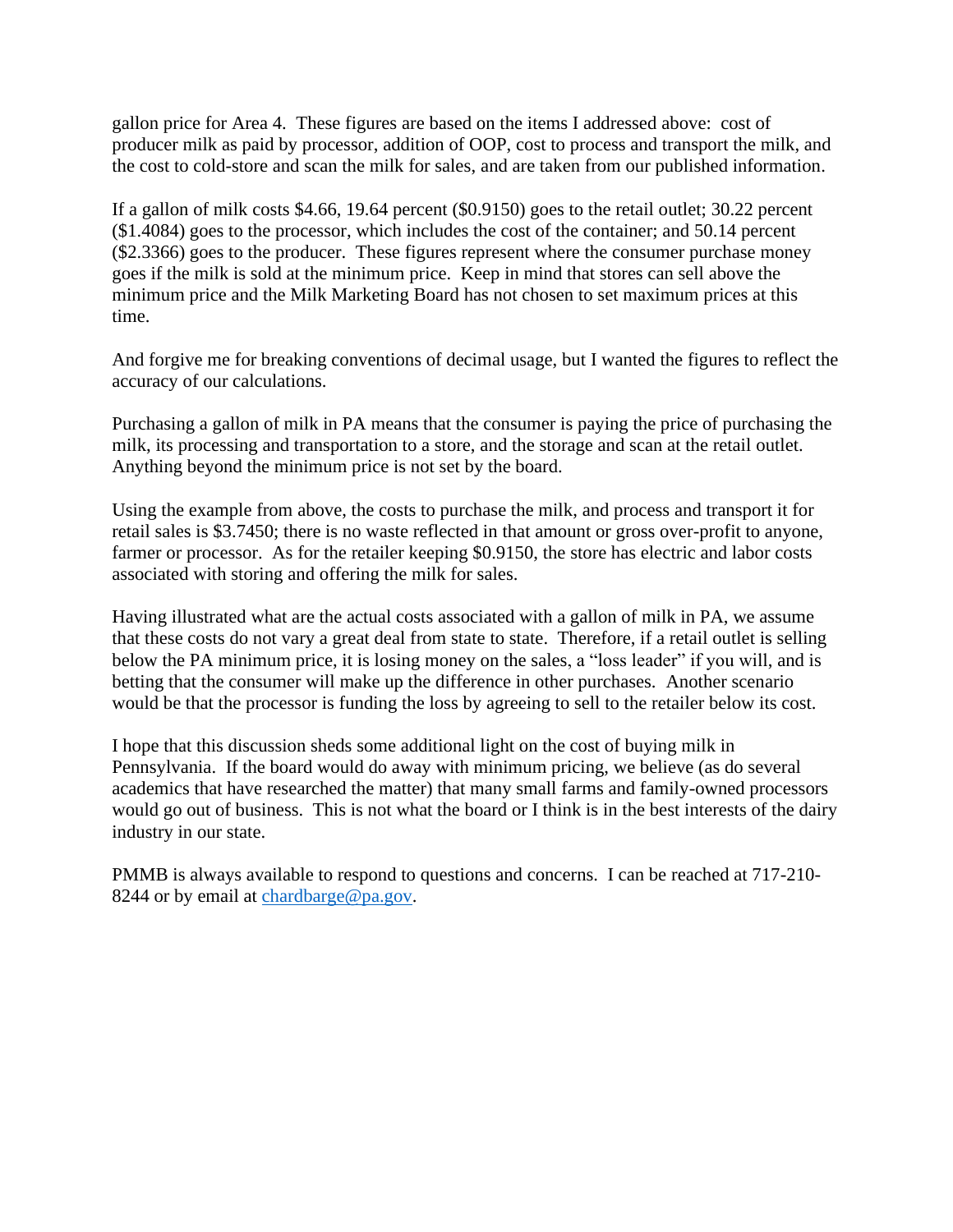gallon price for Area 4. These figures are based on the items I addressed above: cost of producer milk as paid by processor, addition of OOP, cost to process and transport the milk, and the cost to cold-store and scan the milk for sales, and are taken from our published information.

If a gallon of milk costs $4.66, 19.64 percent ($0.9150) goes to the retail outlet; 30.22 percent ($1.4084) goes to the processor, which includes the cost of the container; and 50.14 percent ($2.3366) goes to the producer. These figures represent where the consumer purchase money goes if the milk is sold at the minimum price. Keep in mind that stores can sell above the minimum price and the Milk Marketing Board has not chosen to set maximum prices at this time.

And forgive me for breaking conventions of decimal usage, but I wanted the figures to reflect the accuracy of our calculations.

Purchasing a gallon of milk in PA means that the consumer is paying the price of purchasing the milk, its processing and transportation to a store, and the storage and scan at the retail outlet. Anything beyond the minimum price is not set by the board.

Using the example from above, the costs to purchase the milk, and process and transport it for retail sales is $3.7450; there is no waste reflected in that amount or gross over-profit to anyone, farmer or processor. As for the retailer keeping $0.9150, the store has electric and labor costs associated with storing and offering the milk for sales.

Having illustrated what are the actual costs associated with a gallon of milk in PA, we assume that these costs do not vary a great deal from state to state. Therefore, if a retail outlet is selling below the PA minimum price, it is losing money on the sales, a "loss leader" if you will, and is betting that the consumer will make up the difference in other purchases. Another scenario would be that the processor is funding the loss by agreeing to sell to the retailer below its cost.

I hope that this discussion sheds some additional light on the cost of buying milk in Pennsylvania. If the board would do away with minimum pricing, we believe (as do several academics that have researched the matter) that many small farms and family-owned processors would go out of business. This is not what the board or I think is in the best interests of the dairy industry in our state.

PMMB is always available to respond to questions and concerns. I can be reached at 717-210-8244 or by email at chardbarge@pa.gov.